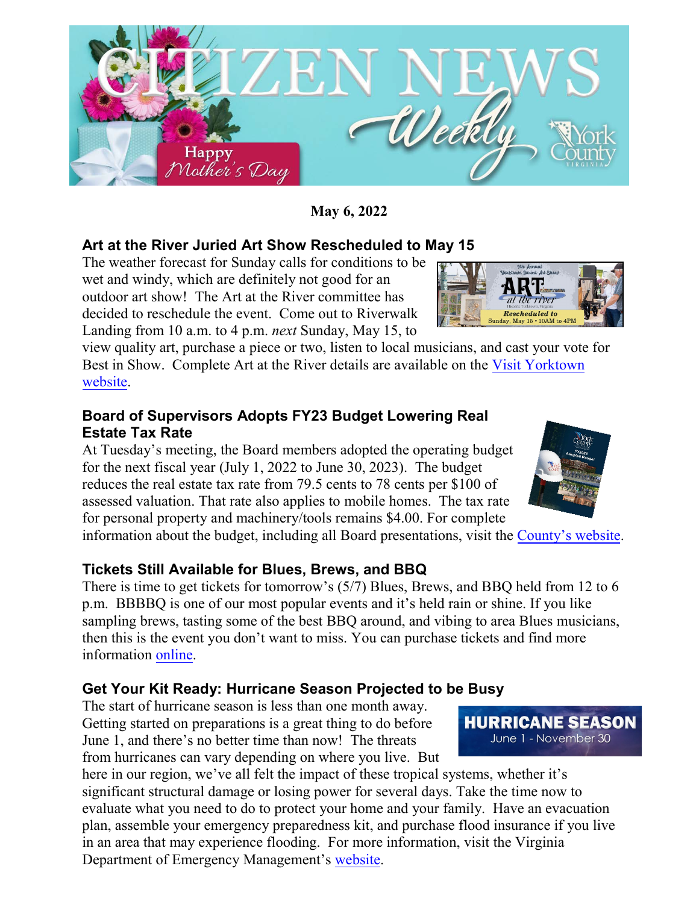**May 6, 2022**

## Art at the River Juried Art Show Rescheduled to May 15

The weather forecast for Sunday calls for conditions to be wet and windy, which are definitely not good for an outdoor art show! The Art at the River committee has decided to reschedule the event. Come out to Riverwalk Landing from 10 a.m. to 4 p.m. *next* Sunday, May 15, to view quality art, purchase a piece or two, listen to local musicians, and cast your vote for Best in Show. Complete Art at the River details are available on the Visit Yorktown website.

## Board of Supervisors Adopts FY23 Budget Lowering Real Estate Tax Rate

At Tuesday's meeting, the Board members adopted the operating budget for the next fiscal year (July 1, 2022 to June 30, 2023). The budget reduces the real estate tax rate from 79.5 cents to 78 cents per $100 of assessed valuation. That rate also applies to mobile homes. The tax rate for personal property and machinery/tools remains $4.00. For complete information about the budget, including all Board presentations, visit the County's website.

## Tickets Still Available for Blues, Brews, and BBQ

There is time to get tickets for tomorrow's (5/7) Blues, Brews, and BBQ held from 12 to 6 p.m. BBBBQ is one of our most popular events and it's held rain or shine. If you like sampling brews, tasting some of the best BBQ around, and vibing to area Blues musicians, then this is the event you don't want to miss. You can purchase tickets and find more information online.

## Get Your Kit Ready: Hurricane Season Projected to be Busy

The start of hurricane season is less than one month away. Getting started on preparations is a great thing to do before June 1, and there's no better time than now! The threats from hurricanes can vary depending on where you live. But here in our region, we've all felt the impact of these tropical systems, whether it's significant structural damage or losing power for several days. Take the time now to evaluate what you need to do to protect your home and your family. Have an evacuation plan, assemble your emergency preparedness kit, and purchase flood insurance if you live in an area that may experience flooding. For more information, visit the Virginia Department of Emergency Management's website.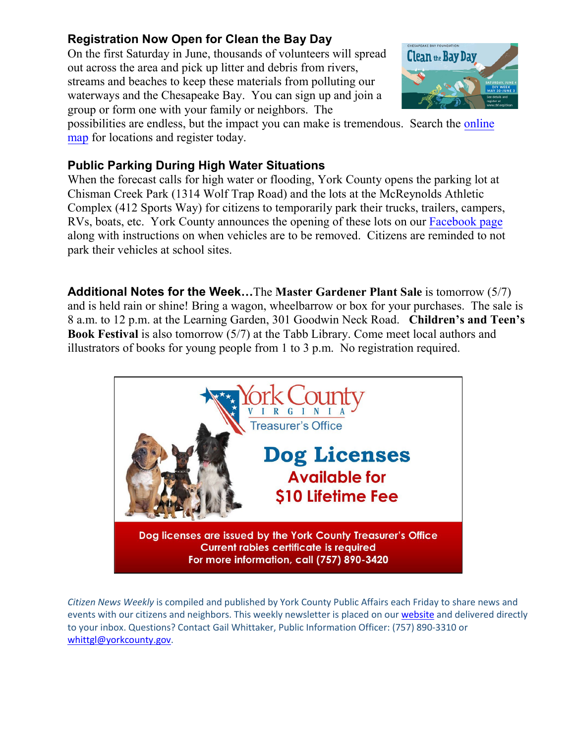## Registration Now Open for Clean the Bay Day

On the first Saturday in June, thousands of volunteers will spread out across the area and pick up litter and debris from rivers, streams and beaches to keep these materials from polluting our waterways and the Chesapeake Bay. You can sign up and join a group or form one with your family or neighbors. The possibilities are endless, but the impact you can make is tremendous. Search the online map for locations and register today.

## Public Parking During High Water Situations

When the forecast calls for high water or flooding, York County opens the parking lot at Chisman Creek Park (1314 Wolf Trap Road) and the lots at the McReynolds Athletic Complex (412 Sports Way) for citizens to temporarily park their trucks, trailers, campers, RVs, boats, etc. York County announces the opening of these lots on our Facebook page along with instructions on when vehicles are to be removed. Citizens are reminded to not park their vehicles at school sites.

**Additional Notes for the Week…**The **Master Gardener Plant Sale** is tomorrow (5/7) and is held rain or shine! Bring a wagon, wheelbarrow or box for your purchases. The sale is 8 a.m. to 12 p.m. at the Learning Garden, 301 Goodwin Neck Road. **Children's and Teen's Book Festival** is also tomorrow (5/7) at the Tabb Library. Come meet local authors and illustrators of books for young people from 1 to 3 p.m. No registration required.

York County Virginia Treasurer's Office

**Dog Licenses**

**Available for $10 Lifetime Fee**

Dog licenses are issued by the York County Treasurer's Office
Current rabies certificate is required
For more information, call (757) 890-3420

*Citizen News Weekly* is compiled and published by York County Public Affairs each Friday to share news and events with our citizens and neighbors. This weekly newsletter is placed on our website and delivered directly to your inbox. Questions? Contact Gail Whittaker, Public Information Officer: (757) 890-3310 or whittgl@yorkcounty.gov.